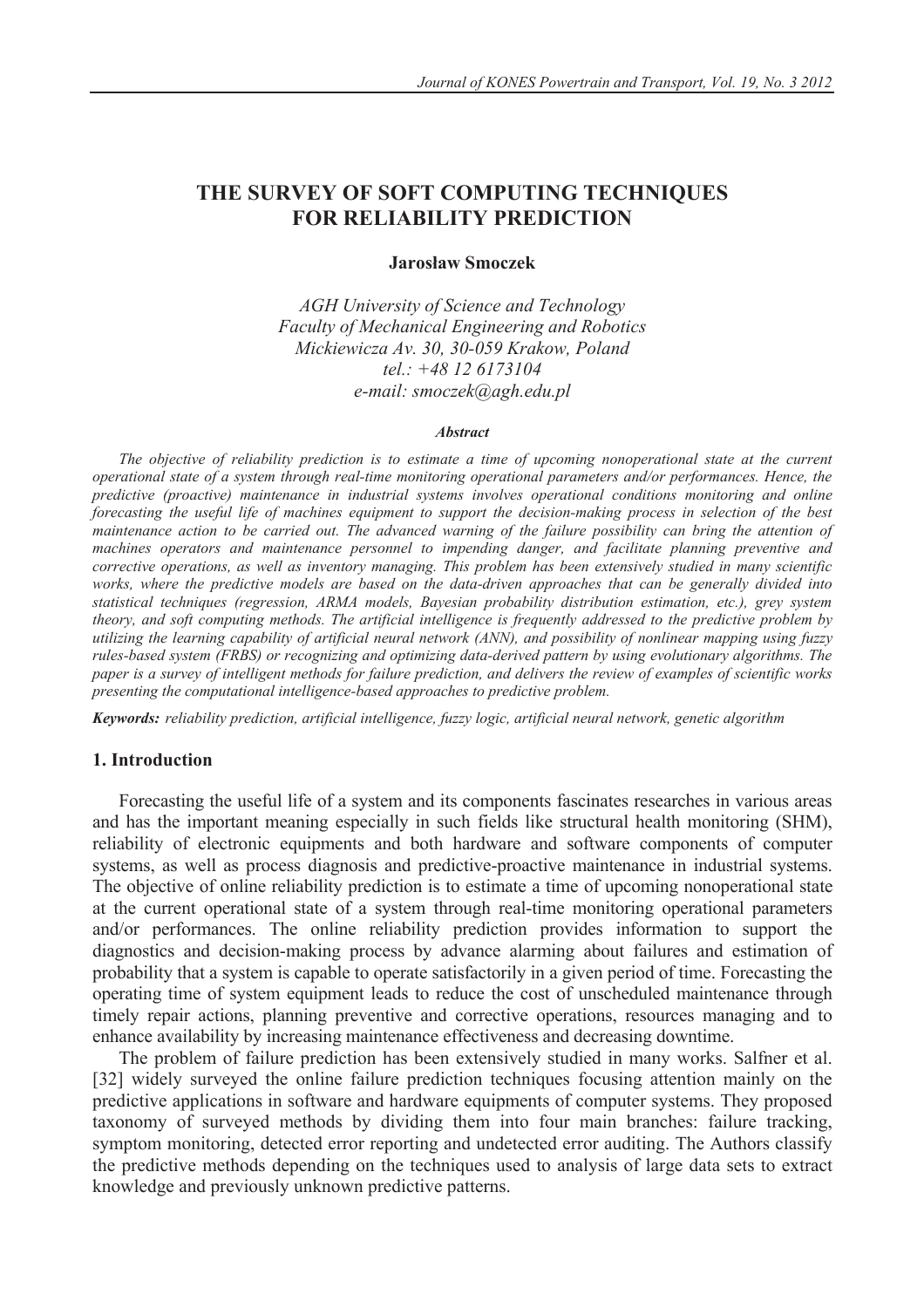# THE SURVEY OF SOFT COMPUTING TECHNIQUES FOR RELIABILITY PREDICTION

**Jarosław Smoczek**

*AGH University of Science and Technology*
*Faculty of Mechanical Engineering and Robotics*
*Mickiewicza Av. 30, 30-059 Krakow, Poland*
*tel.: +48 12 6173104*
*e-mail: smoczek@agh.edu.pl*

***Abstract***

*The objective of reliability prediction is to estimate a time of upcoming nonoperational state at the current operational state of a system through real-time monitoring operational parameters and/or performances. Hence, the predictive (proactive) maintenance in industrial systems involves operational conditions monitoring and online forecasting the useful life of machines equipment to support the decision-making process in selection of the best maintenance action to be carried out. The advanced warning of the failure possibility can bring the attention of machines operators and maintenance personnel to impending danger, and facilitate planning preventive and corrective operations, as well as inventory managing. This problem has been extensively studied in many scientific works, where the predictive models are based on the data-driven approaches that can be generally divided into statistical techniques (regression, ARMA models, Bayesian probability distribution estimation, etc.), grey system theory, and soft computing methods. The artificial intelligence is frequently addressed to the predictive problem by utilizing the learning capability of artificial neural network (ANN), and possibility of nonlinear mapping using fuzzy rules-based system (FRBS) or recognizing and optimizing data-derived pattern by using evolutionary algorithms. The paper is a survey of intelligent methods for failure prediction, and delivers the review of examples of scientific works presenting the computational intelligence-based approaches to predictive problem.*

***Keywords:*** *reliability prediction, artificial intelligence, fuzzy logic, artificial neural network, genetic algorithm*

## 1. Introduction

Forecasting the useful life of a system and its components fascinates researches in various areas and has the important meaning especially in such fields like structural health monitoring (SHM), reliability of electronic equipments and both hardware and software components of computer systems, as well as process diagnosis and predictive-proactive maintenance in industrial systems. The objective of online reliability prediction is to estimate a time of upcoming nonoperational state at the current operational state of a system through real-time monitoring operational parameters and/or performances. The online reliability prediction provides information to support the diagnostics and decision-making process by advance alarming about failures and estimation of probability that a system is capable to operate satisfactorily in a given period of time. Forecasting the operating time of system equipment leads to reduce the cost of unscheduled maintenance through timely repair actions, planning preventive and corrective operations, resources managing and to enhance availability by increasing maintenance effectiveness and decreasing downtime.

The problem of failure prediction has been extensively studied in many works. Salfner et al. [32] widely surveyed the online failure prediction techniques focusing attention mainly on the predictive applications in software and hardware equipments of computer systems. They proposed taxonomy of surveyed methods by dividing them into four main branches: failure tracking, symptom monitoring, detected error reporting and undetected error auditing. The Authors classify the predictive methods depending on the techniques used to analysis of large data sets to extract knowledge and previously unknown predictive patterns.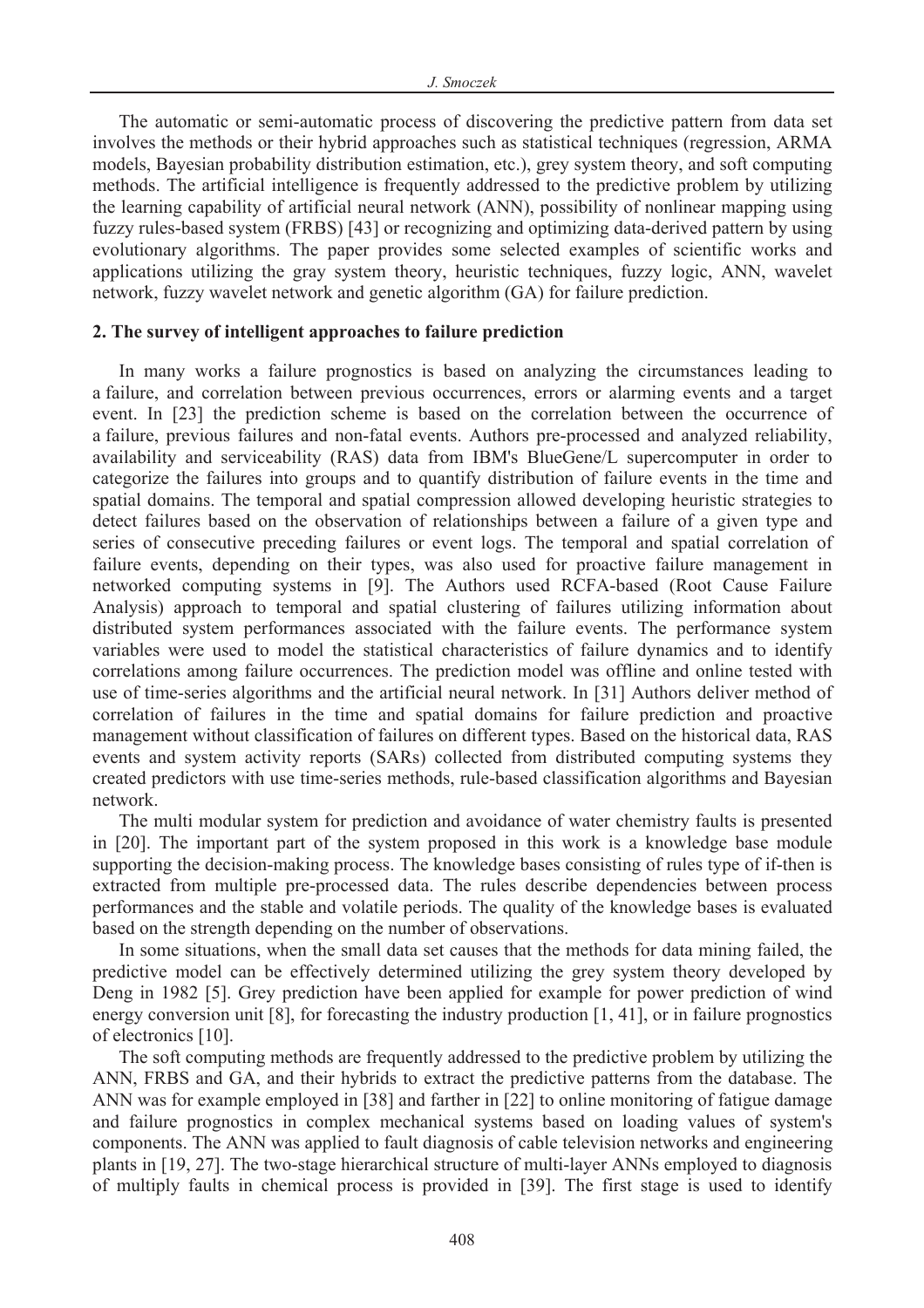The automatic or semi-automatic process of discovering the predictive pattern from data set involves the methods or their hybrid approaches such as statistical techniques (regression, ARMA models, Bayesian probability distribution estimation, etc.), grey system theory, and soft computing methods. The artificial intelligence is frequently addressed to the predictive problem by utilizing the learning capability of artificial neural network (ANN), possibility of nonlinear mapping using fuzzy rules-based system (FRBS) [43] or recognizing and optimizing data-derived pattern by using evolutionary algorithms. The paper provides some selected examples of scientific works and applications utilizing the gray system theory, heuristic techniques, fuzzy logic, ANN, wavelet network, fuzzy wavelet network and genetic algorithm (GA) for failure prediction.

## 2. The survey of intelligent approaches to failure prediction

In many works a failure prognostics is based on analyzing the circumstances leading to a failure, and correlation between previous occurrences, errors or alarming events and a target event. In [23] the prediction scheme is based on the correlation between the occurrence of a failure, previous failures and non-fatal events. Authors pre-processed and analyzed reliability, availability and serviceability (RAS) data from IBM's BlueGene/L supercomputer in order to categorize the failures into groups and to quantify distribution of failure events in the time and spatial domains. The temporal and spatial compression allowed developing heuristic strategies to detect failures based on the observation of relationships between a failure of a given type and series of consecutive preceding failures or event logs. The temporal and spatial correlation of failure events, depending on their types, was also used for proactive failure management in networked computing systems in [9]. The Authors used RCFA-based (Root Cause Failure Analysis) approach to temporal and spatial clustering of failures utilizing information about distributed system performances associated with the failure events. The performance system variables were used to model the statistical characteristics of failure dynamics and to identify correlations among failure occurrences. The prediction model was offline and online tested with use of time-series algorithms and the artificial neural network. In [31] Authors deliver method of correlation of failures in the time and spatial domains for failure prediction and proactive management without classification of failures on different types. Based on the historical data, RAS events and system activity reports (SARs) collected from distributed computing systems they created predictors with use time-series methods, rule-based classification algorithms and Bayesian network.

The multi modular system for prediction and avoidance of water chemistry faults is presented in [20]. The important part of the system proposed in this work is a knowledge base module supporting the decision-making process. The knowledge bases consisting of rules type of if-then is extracted from multiple pre-processed data. The rules describe dependencies between process performances and the stable and volatile periods. The quality of the knowledge bases is evaluated based on the strength depending on the number of observations.

In some situations, when the small data set causes that the methods for data mining failed, the predictive model can be effectively determined utilizing the grey system theory developed by Deng in 1982 [5]. Grey prediction have been applied for example for power prediction of wind energy conversion unit [8], for forecasting the industry production [1, 41], or in failure prognostics of electronics [10].

The soft computing methods are frequently addressed to the predictive problem by utilizing the ANN, FRBS and GA, and their hybrids to extract the predictive patterns from the database. The ANN was for example employed in [38] and farther in [22] to online monitoring of fatigue damage and failure prognostics in complex mechanical systems based on loading values of system's components. The ANN was applied to fault diagnosis of cable television networks and engineering plants in [19, 27]. The two-stage hierarchical structure of multi-layer ANNs employed to diagnosis of multiply faults in chemical process is provided in [39]. The first stage is used to identify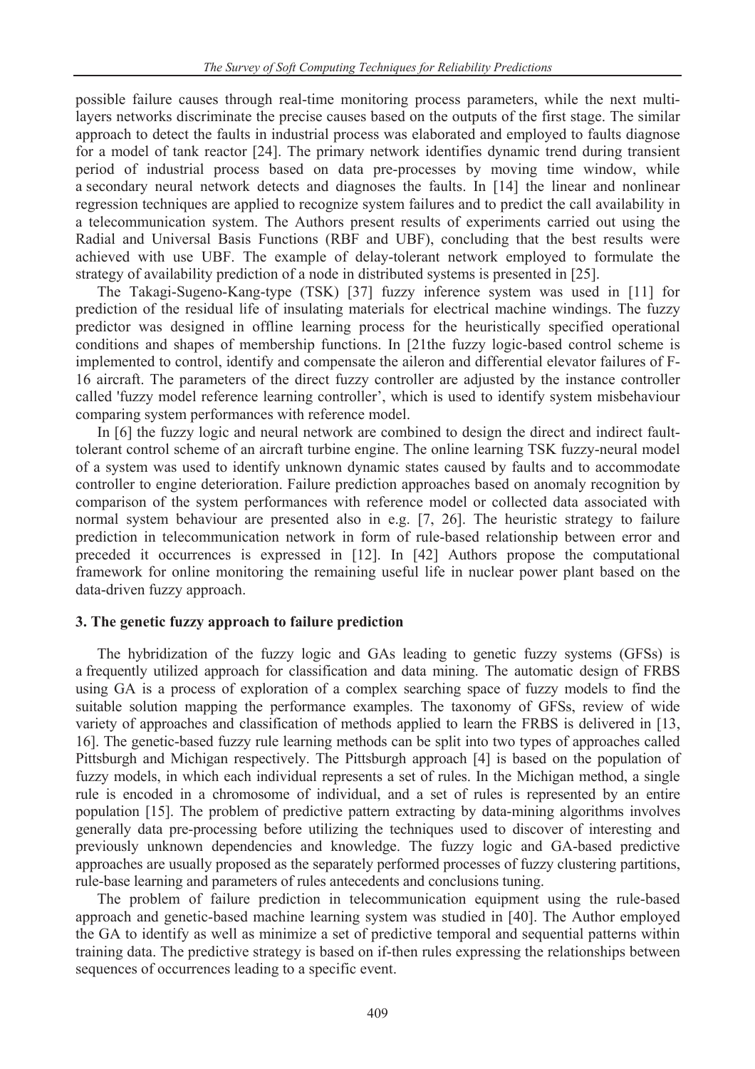possible failure causes through real-time monitoring process parameters, while the next multi-layers networks discriminate the precise causes based on the outputs of the first stage. The similar approach to detect the faults in industrial process was elaborated and employed to faults diagnose for a model of tank reactor [24]. The primary network identifies dynamic trend during transient period of industrial process based on data pre-processes by moving time window, while a secondary neural network detects and diagnoses the faults. In [14] the linear and nonlinear regression techniques are applied to recognize system failures and to predict the call availability in a telecommunication system. The Authors present results of experiments carried out using the Radial and Universal Basis Functions (RBF and UBF), concluding that the best results were achieved with use UBF. The example of delay-tolerant network employed to formulate the strategy of availability prediction of a node in distributed systems is presented in [25].

The Takagi-Sugeno-Kang-type (TSK) [37] fuzzy inference system was used in [11] for prediction of the residual life of insulating materials for electrical machine windings. The fuzzy predictor was designed in offline learning process for the heuristically specified operational conditions and shapes of membership functions. In [21the fuzzy logic-based control scheme is implemented to control, identify and compensate the aileron and differential elevator failures of F-16 aircraft. The parameters of the direct fuzzy controller are adjusted by the instance controller called 'fuzzy model reference learning controller', which is used to identify system misbehaviour comparing system performances with reference model.

In [6] the fuzzy logic and neural network are combined to design the direct and indirect fault-tolerant control scheme of an aircraft turbine engine. The online learning TSK fuzzy-neural model of a system was used to identify unknown dynamic states caused by faults and to accommodate controller to engine deterioration. Failure prediction approaches based on anomaly recognition by comparison of the system performances with reference model or collected data associated with normal system behaviour are presented also in e.g. [7, 26]. The heuristic strategy to failure prediction in telecommunication network in form of rule-based relationship between error and preceded it occurrences is expressed in [12]. In [42] Authors propose the computational framework for online monitoring the remaining useful life in nuclear power plant based on the data-driven fuzzy approach.

## 3. The genetic fuzzy approach to failure prediction

The hybridization of the fuzzy logic and GAs leading to genetic fuzzy systems (GFSs) is a frequently utilized approach for classification and data mining. The automatic design of FRBS using GA is a process of exploration of a complex searching space of fuzzy models to find the suitable solution mapping the performance examples. The taxonomy of GFSs, review of wide variety of approaches and classification of methods applied to learn the FRBS is delivered in [13, 16]. The genetic-based fuzzy rule learning methods can be split into two types of approaches called Pittsburgh and Michigan respectively. The Pittsburgh approach [4] is based on the population of fuzzy models, in which each individual represents a set of rules. In the Michigan method, a single rule is encoded in a chromosome of individual, and a set of rules is represented by an entire population [15]. The problem of predictive pattern extracting by data-mining algorithms involves generally data pre-processing before utilizing the techniques used to discover of interesting and previously unknown dependencies and knowledge. The fuzzy logic and GA-based predictive approaches are usually proposed as the separately performed processes of fuzzy clustering partitions, rule-base learning and parameters of rules antecedents and conclusions tuning.

The problem of failure prediction in telecommunication equipment using the rule-based approach and genetic-based machine learning system was studied in [40]. The Author employed the GA to identify as well as minimize a set of predictive temporal and sequential patterns within training data. The predictive strategy is based on if-then rules expressing the relationships between sequences of occurrences leading to a specific event.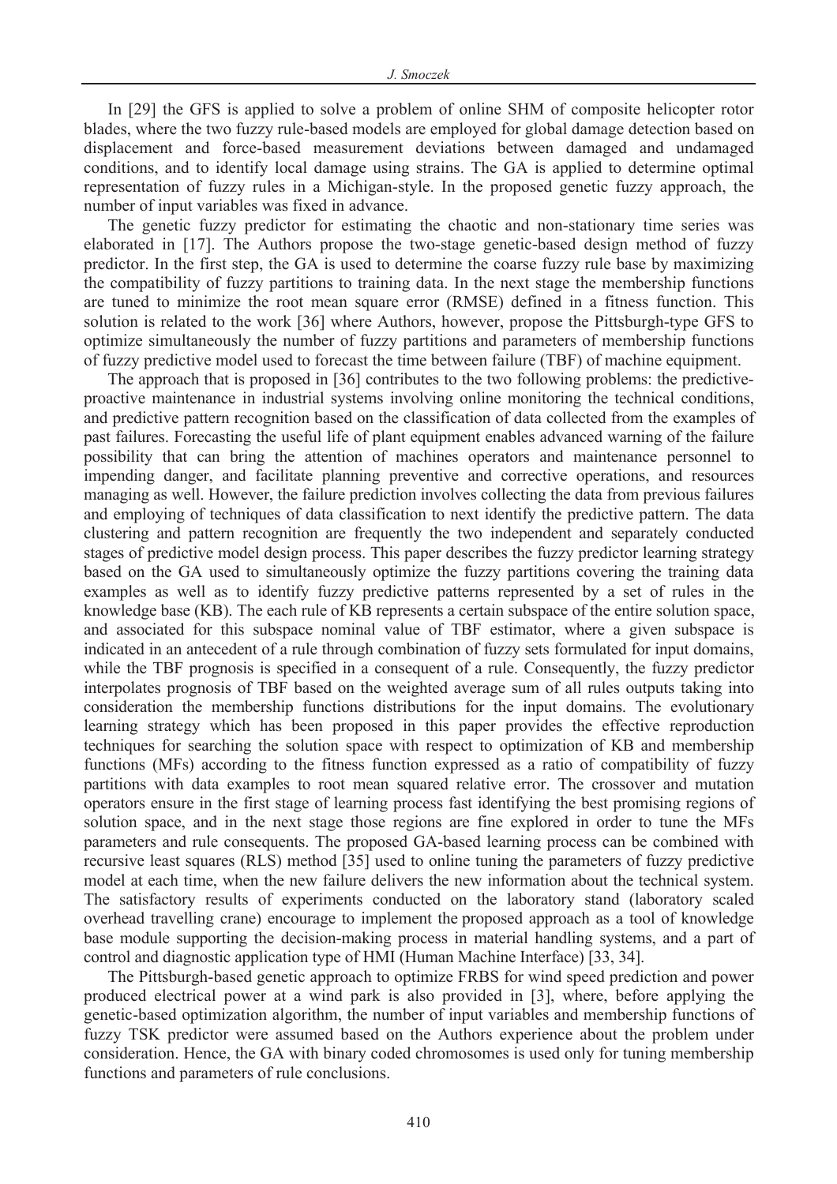In [29] the GFS is applied to solve a problem of online SHM of composite helicopter rotor blades, where the two fuzzy rule-based models are employed for global damage detection based on displacement and force-based measurement deviations between damaged and undamaged conditions, and to identify local damage using strains. The GA is applied to determine optimal representation of fuzzy rules in a Michigan-style. In the proposed genetic fuzzy approach, the number of input variables was fixed in advance.

The genetic fuzzy predictor for estimating the chaotic and non-stationary time series was elaborated in [17]. The Authors propose the two-stage genetic-based design method of fuzzy predictor. In the first step, the GA is used to determine the coarse fuzzy rule base by maximizing the compatibility of fuzzy partitions to training data. In the next stage the membership functions are tuned to minimize the root mean square error (RMSE) defined in a fitness function. This solution is related to the work [36] where Authors, however, propose the Pittsburgh-type GFS to optimize simultaneously the number of fuzzy partitions and parameters of membership functions of fuzzy predictive model used to forecast the time between failure (TBF) of machine equipment.

The approach that is proposed in [36] contributes to the two following problems: the predictive-proactive maintenance in industrial systems involving online monitoring the technical conditions, and predictive pattern recognition based on the classification of data collected from the examples of past failures. Forecasting the useful life of plant equipment enables advanced warning of the failure possibility that can bring the attention of machines operators and maintenance personnel to impending danger, and facilitate planning preventive and corrective operations, and resources managing as well. However, the failure prediction involves collecting the data from previous failures and employing of techniques of data classification to next identify the predictive pattern. The data clustering and pattern recognition are frequently the two independent and separately conducted stages of predictive model design process. This paper describes the fuzzy predictor learning strategy based on the GA used to simultaneously optimize the fuzzy partitions covering the training data examples as well as to identify fuzzy predictive patterns represented by a set of rules in the knowledge base (KB). The each rule of KB represents a certain subspace of the entire solution space, and associated for this subspace nominal value of TBF estimator, where a given subspace is indicated in an antecedent of a rule through combination of fuzzy sets formulated for input domains, while the TBF prognosis is specified in a consequent of a rule. Consequently, the fuzzy predictor interpolates prognosis of TBF based on the weighted average sum of all rules outputs taking into consideration the membership functions distributions for the input domains. The evolutionary learning strategy which has been proposed in this paper provides the effective reproduction techniques for searching the solution space with respect to optimization of KB and membership functions (MFs) according to the fitness function expressed as a ratio of compatibility of fuzzy partitions with data examples to root mean squared relative error. The crossover and mutation operators ensure in the first stage of learning process fast identifying the best promising regions of solution space, and in the next stage those regions are fine explored in order to tune the MFs parameters and rule consequents. The proposed GA-based learning process can be combined with recursive least squares (RLS) method [35] used to online tuning the parameters of fuzzy predictive model at each time, when the new failure delivers the new information about the technical system. The satisfactory results of experiments conducted on the laboratory stand (laboratory scaled overhead travelling crane) encourage to implement the proposed approach as a tool of knowledge base module supporting the decision-making process in material handling systems, and a part of control and diagnostic application type of HMI (Human Machine Interface) [33, 34].

The Pittsburgh-based genetic approach to optimize FRBS for wind speed prediction and power produced electrical power at a wind park is also provided in [3], where, before applying the genetic-based optimization algorithm, the number of input variables and membership functions of fuzzy TSK predictor were assumed based on the Authors experience about the problem under consideration. Hence, the GA with binary coded chromosomes is used only for tuning membership functions and parameters of rule conclusions.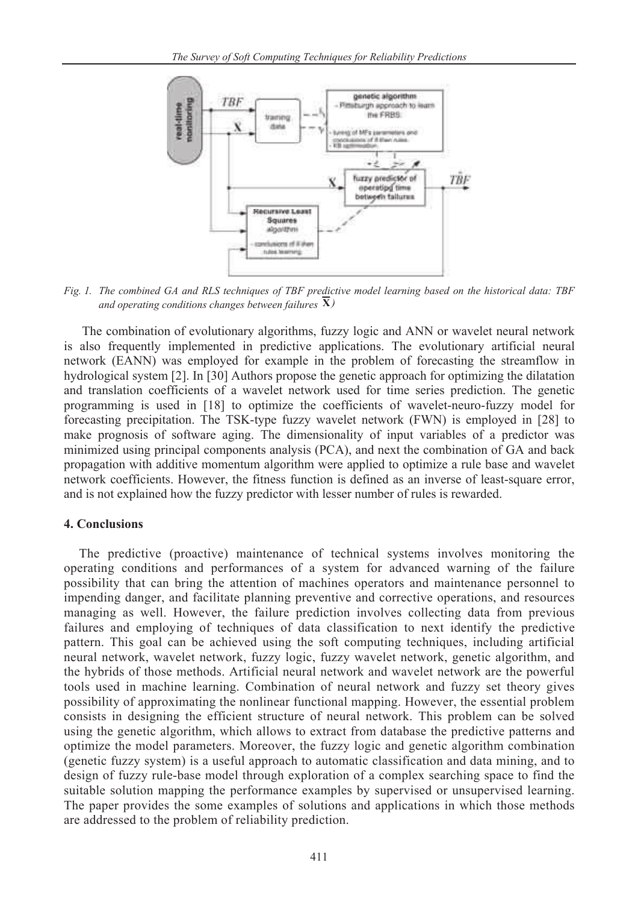*Fig. 1. The combined GA and RLS techniques of TBF predictive model learning based on the historical data: TBF and operating conditions changes between failures* $\overline{\mathbf{X}}$*)*

The combination of evolutionary algorithms, fuzzy logic and ANN or wavelet neural network is also frequently implemented in predictive applications. The evolutionary artificial neural network (EANN) was employed for example in the problem of forecasting the streamflow in hydrological system [2]. In [30] Authors propose the genetic approach for optimizing the dilatation and translation coefficients of a wavelet network used for time series prediction. The genetic programming is used in [18] to optimize the coefficients of wavelet-neuro-fuzzy model for forecasting precipitation. The TSK-type fuzzy wavelet network (FWN) is employed in [28] to make prognosis of software aging. The dimensionality of input variables of a predictor was minimized using principal components analysis (PCA), and next the combination of GA and back propagation with additive momentum algorithm were applied to optimize a rule base and wavelet network coefficients. However, the fitness function is defined as an inverse of least-square error, and is not explained how the fuzzy predictor with lesser number of rules is rewarded.

## 4. Conclusions

The predictive (proactive) maintenance of technical systems involves monitoring the operating conditions and performances of a system for advanced warning of the failure possibility that can bring the attention of machines operators and maintenance personnel to impending danger, and facilitate planning preventive and corrective operations, and resources managing as well. However, the failure prediction involves collecting data from previous failures and employing of techniques of data classification to next identify the predictive pattern. This goal can be achieved using the soft computing techniques, including artificial neural network, wavelet network, fuzzy logic, fuzzy wavelet network, genetic algorithm, and the hybrids of those methods. Artificial neural network and wavelet network are the powerful tools used in machine learning. Combination of neural network and fuzzy set theory gives possibility of approximating the nonlinear functional mapping. However, the essential problem consists in designing the efficient structure of neural network. This problem can be solved using the genetic algorithm, which allows to extract from database the predictive patterns and optimize the model parameters. Moreover, the fuzzy logic and genetic algorithm combination (genetic fuzzy system) is a useful approach to automatic classification and data mining, and to design of fuzzy rule-base model through exploration of a complex searching space to find the suitable solution mapping the performance examples by supervised or unsupervised learning. The paper provides the some examples of solutions and applications in which those methods are addressed to the problem of reliability prediction.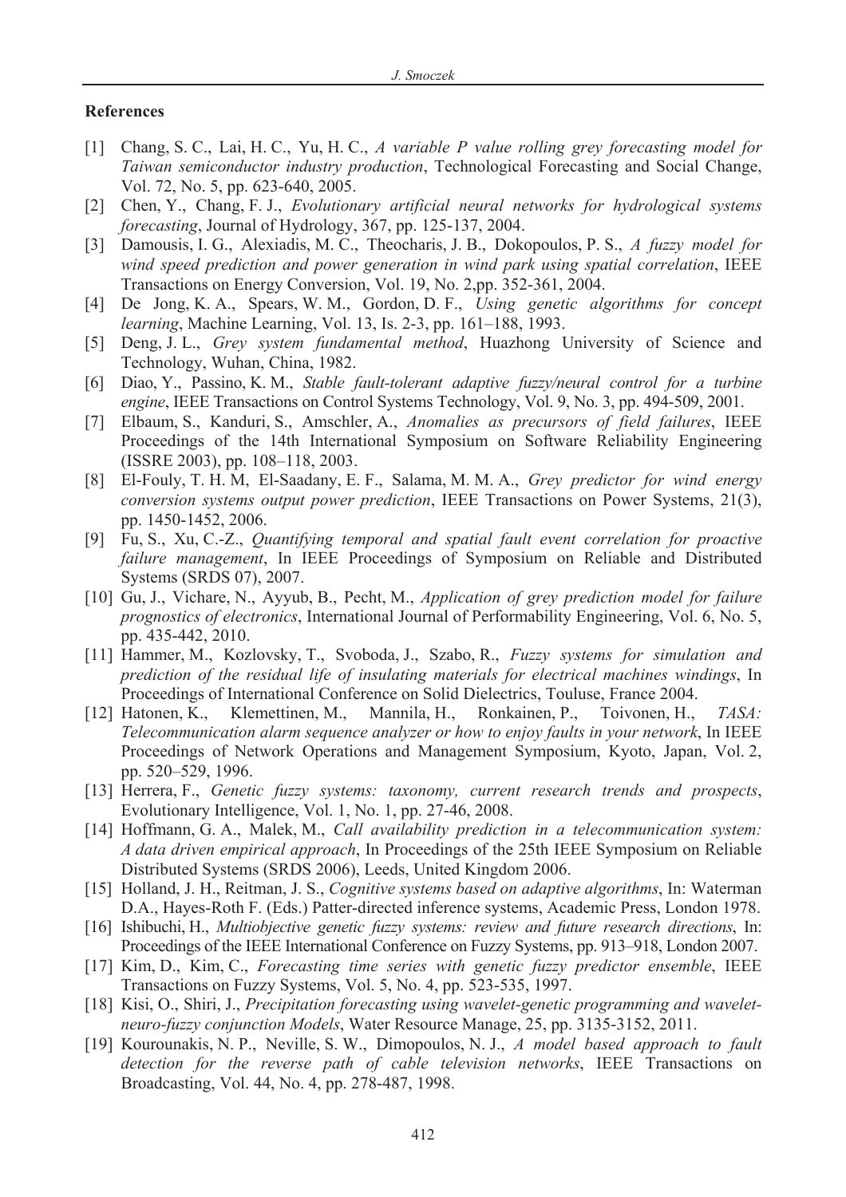## References

[1] Chang, S. C., Lai, H. C., Yu, H. C., *A variable P value rolling grey forecasting model for Taiwan semiconductor industry production*, Technological Forecasting and Social Change, Vol. 72, No. 5, pp. 623-640, 2005.

[2] Chen, Y., Chang, F. J., *Evolutionary artificial neural networks for hydrological systems forecasting*, Journal of Hydrology, 367, pp. 125-137, 2004.

[3] Damousis, I. G., Alexiadis, M. C., Theocharis, J. B., Dokopoulos, P. S., *A fuzzy model for wind speed prediction and power generation in wind park using spatial correlation*, IEEE Transactions on Energy Conversion, Vol. 19, No. 2,pp. 352-361, 2004.

[4] De Jong, K. A., Spears, W. M., Gordon, D. F., *Using genetic algorithms for concept learning*, Machine Learning, Vol. 13, Is. 2-3, pp. 161–188, 1993.

[5] Deng, J. L., *Grey system fundamental method*, Huazhong University of Science and Technology, Wuhan, China, 1982.

[6] Diao, Y., Passino, K. M., *Stable fault-tolerant adaptive fuzzy/neural control for a turbine engine*, IEEE Transactions on Control Systems Technology, Vol. 9, No. 3, pp. 494-509, 2001.

[7] Elbaum, S., Kanduri, S., Amschler, A., *Anomalies as precursors of field failures*, IEEE Proceedings of the 14th International Symposium on Software Reliability Engineering (ISSRE 2003), pp. 108–118, 2003.

[8] El-Fouly, T. H. M, El-Saadany, E. F., Salama, M. M. A., *Grey predictor for wind energy conversion systems output power prediction*, IEEE Transactions on Power Systems, 21(3), pp. 1450-1452, 2006.

[9] Fu, S., Xu, C.-Z., *Quantifying temporal and spatial fault event correlation for proactive failure management*, In IEEE Proceedings of Symposium on Reliable and Distributed Systems (SRDS 07), 2007.

[10] Gu, J., Vichare, N., Ayyub, B., Pecht, M., *Application of grey prediction model for failure prognostics of electronics*, International Journal of Performability Engineering, Vol. 6, No. 5, pp. 435-442, 2010.

[11] Hammer, M., Kozlovsky, T., Svoboda, J., Szabo, R., *Fuzzy systems for simulation and prediction of the residual life of insulating materials for electrical machines windings*, In Proceedings of International Conference on Solid Dielectrics, Touluse, France 2004.

[12] Hatonen, K., Klemettinen, M., Mannila, H., Ronkainen, P., Toivonen, H., *TASA: Telecommunication alarm sequence analyzer or how to enjoy faults in your network*, In IEEE Proceedings of Network Operations and Management Symposium, Kyoto, Japan, Vol. 2, pp. 520–529, 1996.

[13] Herrera, F., *Genetic fuzzy systems: taxonomy, current research trends and prospects*, Evolutionary Intelligence, Vol. 1, No. 1, pp. 27-46, 2008.

[14] Hoffmann, G. A., Malek, M., *Call availability prediction in a telecommunication system: A data driven empirical approach*, In Proceedings of the 25th IEEE Symposium on Reliable Distributed Systems (SRDS 2006), Leeds, United Kingdom 2006.

[15] Holland, J. H., Reitman, J. S., *Cognitive systems based on adaptive algorithms*, In: Waterman D.A., Hayes-Roth F. (Eds.) Patter-directed inference systems, Academic Press, London 1978.

[16] Ishibuchi, H., *Multiobjective genetic fuzzy systems: review and future research directions*, In: Proceedings of the IEEE International Conference on Fuzzy Systems, pp. 913–918, London 2007.

[17] Kim, D., Kim, C., *Forecasting time series with genetic fuzzy predictor ensemble*, IEEE Transactions on Fuzzy Systems, Vol. 5, No. 4, pp. 523-535, 1997.

[18] Kisi, O., Shiri, J., *Precipitation forecasting using wavelet-genetic programming and wavelet-neuro-fuzzy conjunction Models*, Water Resource Manage, 25, pp. 3135-3152, 2011.

[19] Kourounakis, N. P., Neville, S. W., Dimopoulos, N. J., *A model based approach to fault detection for the reverse path of cable television networks*, IEEE Transactions on Broadcasting, Vol. 44, No. 4, pp. 278-487, 1998.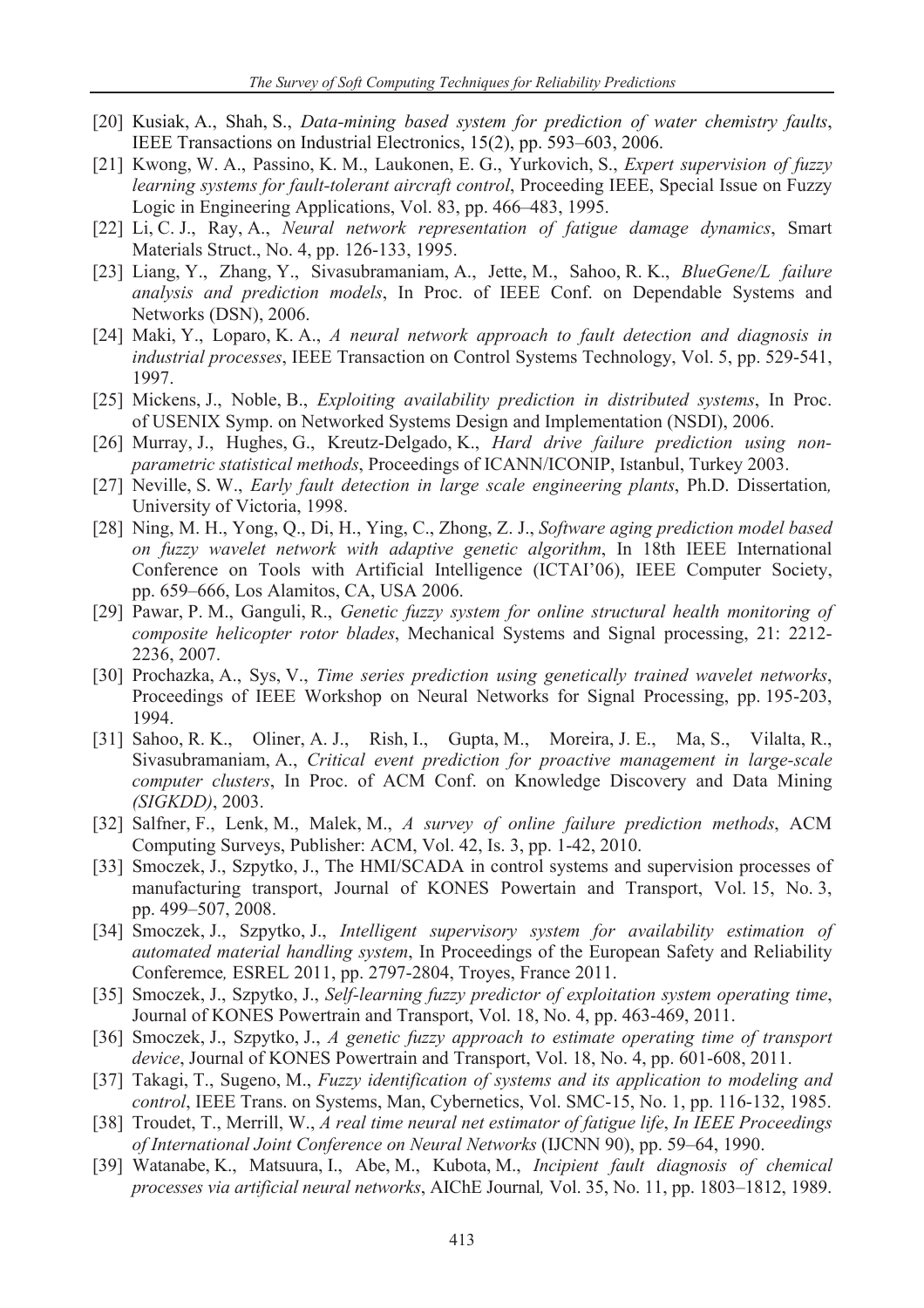[20] Kusiak, A., Shah, S., *Data-mining based system for prediction of water chemistry faults*, IEEE Transactions on Industrial Electronics, 15(2), pp. 593–603, 2006.

[21] Kwong, W. A., Passino, K. M., Laukonen, E. G., Yurkovich, S., *Expert supervision of fuzzy learning systems for fault-tolerant aircraft control*, Proceeding IEEE, Special Issue on Fuzzy Logic in Engineering Applications, Vol. 83, pp. 466–483, 1995.

[22] Li, C. J., Ray, A., *Neural network representation of fatigue damage dynamics*, Smart Materials Struct., No. 4, pp. 126-133, 1995.

[23] Liang, Y., Zhang, Y., Sivasubramaniam, A., Jette, M., Sahoo, R. K., *BlueGene/L failure analysis and prediction models*, In Proc. of IEEE Conf. on Dependable Systems and Networks (DSN), 2006.

[24] Maki, Y., Loparo, K. A., *A neural network approach to fault detection and diagnosis in industrial processes*, IEEE Transaction on Control Systems Technology, Vol. 5, pp. 529-541, 1997.

[25] Mickens, J., Noble, B., *Exploiting availability prediction in distributed systems*, In Proc. of USENIX Symp. on Networked Systems Design and Implementation (NSDI), 2006.

[26] Murray, J., Hughes, G., Kreutz-Delgado, K., *Hard drive failure prediction using non-parametric statistical methods*, Proceedings of ICANN/ICONIP, Istanbul, Turkey 2003.

[27] Neville, S. W., *Early fault detection in large scale engineering plants*, Ph.D. Dissertation*,* University of Victoria, 1998.

[28] Ning, M. H., Yong, Q., Di, H., Ying, C., Zhong, Z. J., *Software aging prediction model based on fuzzy wavelet network with adaptive genetic algorithm*, In 18th IEEE International Conference on Tools with Artificial Intelligence (ICTAI'06), IEEE Computer Society, pp. 659–666, Los Alamitos, CA, USA 2006.

[29] Pawar, P. M., Ganguli, R., *Genetic fuzzy system for online structural health monitoring of composite helicopter rotor blades*, Mechanical Systems and Signal processing, 21: 2212-2236, 2007.

[30] Prochazka, A., Sys, V., *Time series prediction using genetically trained wavelet networks*, Proceedings of IEEE Workshop on Neural Networks for Signal Processing, pp. 195-203, 1994.

[31] Sahoo, R. K., Oliner, A. J., Rish, I., Gupta, M., Moreira, J. E., Ma, S., Vilalta, R., Sivasubramaniam, A., *Critical event prediction for proactive management in large-scale computer clusters*, In Proc. of ACM Conf. on Knowledge Discovery and Data Mining *(SIGKDD)*, 2003.

[32] Salfner, F., Lenk, M., Malek, M., *A survey of online failure prediction methods*, ACM Computing Surveys, Publisher: ACM, Vol. 42, Is. 3, pp. 1-42, 2010.

[33] Smoczek, J., Szpytko, J., The HMI/SCADA in control systems and supervision processes of manufacturing transport, Journal of KONES Powertain and Transport, Vol. 15, No. 3, pp. 499–507, 2008.

[34] Smoczek, J., Szpytko, J., *Intelligent supervisory system for availability estimation of automated material handling system*, In Proceedings of the European Safety and Reliability Conferemce*,* ESREL 2011, pp. 2797-2804, Troyes, France 2011.

[35] Smoczek, J., Szpytko, J., *Self-learning fuzzy predictor of exploitation system operating time*, Journal of KONES Powertrain and Transport, Vol. 18, No. 4, pp. 463-469, 2011.

[36] Smoczek, J., Szpytko, J., *A genetic fuzzy approach to estimate operating time of transport device*, Journal of KONES Powertrain and Transport, Vol. 18, No. 4, pp. 601-608, 2011.

[37] Takagi, T., Sugeno, M., *Fuzzy identification of systems and its application to modeling and control*, IEEE Trans. on Systems, Man, Cybernetics, Vol. SMC-15, No. 1, pp. 116-132, 1985.

[38] Troudet, T., Merrill, W., *A real time neural net estimator of fatigue life*, *In IEEE Proceedings of International Joint Conference on Neural Networks* (IJCNN 90), pp. 59–64, 1990.

[39] Watanabe, K., Matsuura, I., Abe, M., Kubota, M., *Incipient fault diagnosis of chemical processes via artificial neural networks*, AIChE Journal*,* Vol. 35, No. 11, pp. 1803–1812, 1989.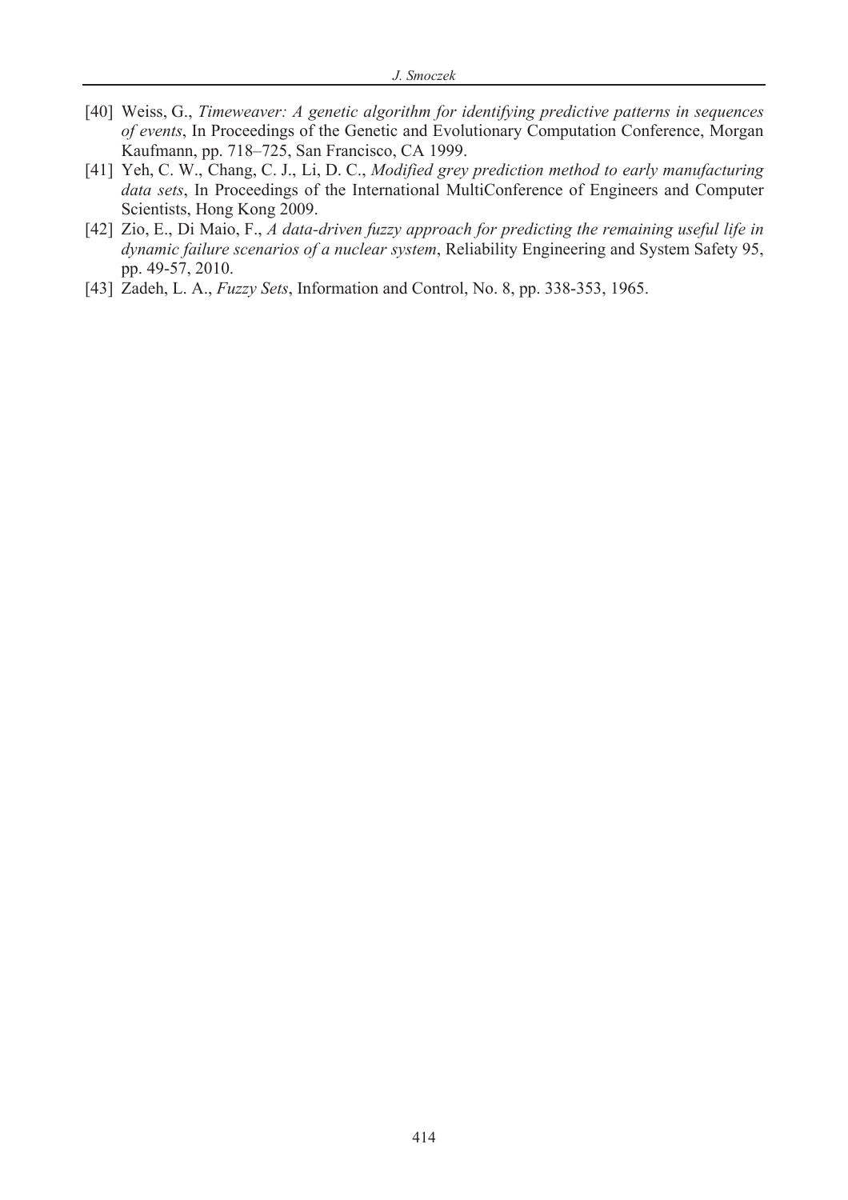[40] Weiss, G., *Timeweaver: A genetic algorithm for identifying predictive patterns in sequences of events*, In Proceedings of the Genetic and Evolutionary Computation Conference, Morgan Kaufmann, pp. 718–725, San Francisco, CA 1999.

[41] Yeh, C. W., Chang, C. J., Li, D. C., *Modified grey prediction method to early manufacturing data sets*, In Proceedings of the International MultiConference of Engineers and Computer Scientists, Hong Kong 2009.

[42] Zio, E., Di Maio, F., *A data-driven fuzzy approach for predicting the remaining useful life in dynamic failure scenarios of a nuclear system*, Reliability Engineering and System Safety 95, pp. 49-57, 2010.

[43] Zadeh, L. A., *Fuzzy Sets*, Information and Control, No. 8, pp. 338-353, 1965.